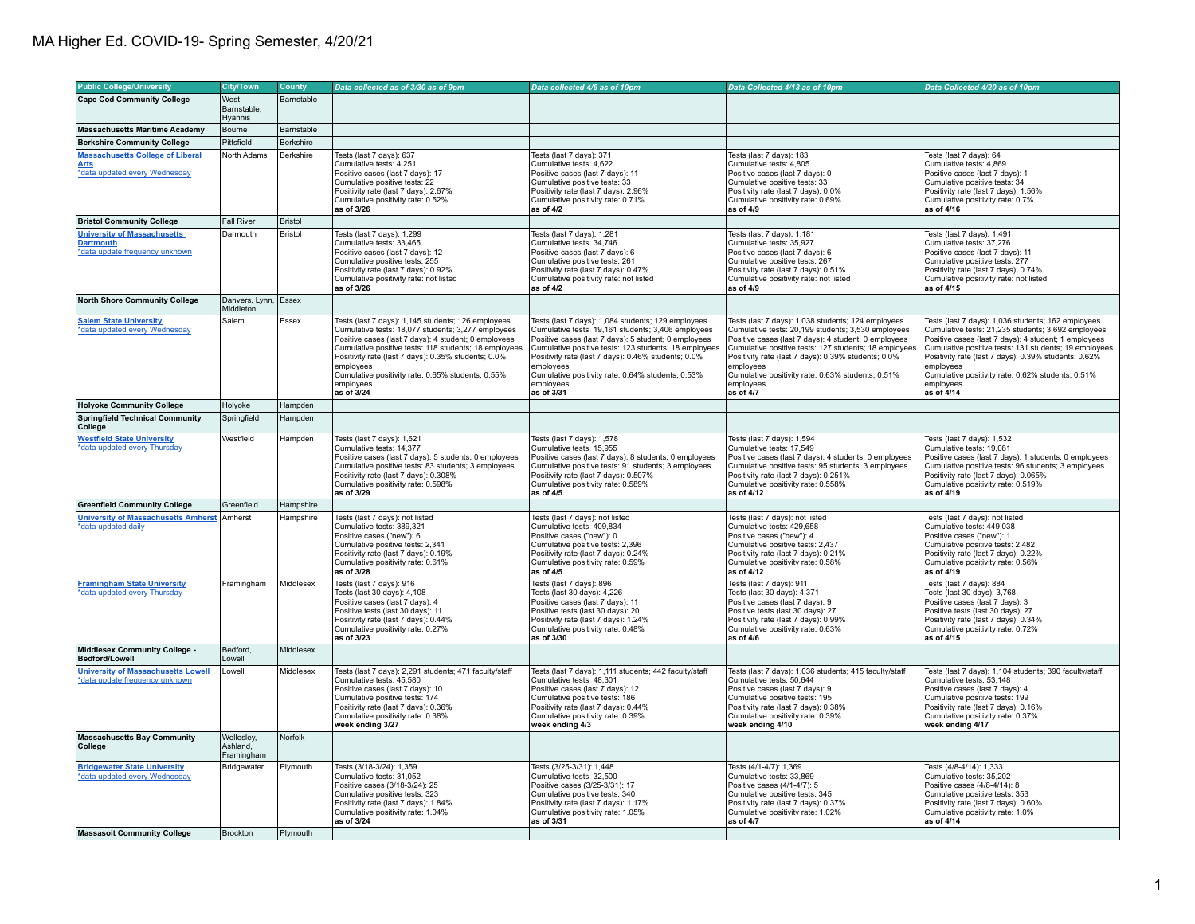# MA Higher Ed. COVID-19- Spring Semester, 4/20/21

| Public College/University | City/Town | County | Data collected as of 3/30 as of 9pm | Data collected 4/6 as of 10pm | Data Collected 4/13 as of 10pm | Data Collected 4/20 as of 10pm |
|---|---|---|---|---|---|---|
| **Cape Cod Community College** | West Barnstable, Hyannis | Barnstable | | | | |
| **Massachusetts Maritime Academy** | Bourne | Barnstable | | | | |
| **Berkshire Community College** | Pittsfield | Berkshire | | | | |
| **Massachusetts College of Liberal Arts** *data updated every Wednesday | North Adams | Berkshire | Tests (last 7 days): 637<br>Cumulative tests: 4,251<br>Positive cases (last 7 days): 17<br>Cumulative positive tests: 22<br>Positivity rate (last 7 days): 2.67%<br>Cumulative positivity rate: 0.52%<br>**as of 3/26** | Tests (last 7 days): 371<br>Cumulative tests: 4,622<br>Positive cases (last 7 days): 11<br>Cumulative positive tests: 33<br>Positivity rate (last 7 days): 2.96%<br>Cumulative positivity rate: 0.71%<br>**as of 4/2** | Tests (last 7 days): 183<br>Cumulative tests: 4,805<br>Positive cases (last 7 days): 0<br>Cumulative positive tests: 33<br>Positivity rate (last 7 days): 0.0%<br>Cumulative positivity rate: 0.69%<br>**as of 4/9** | Tests (last 7 days): 64<br>Cumulative tests: 4,869<br>Positive cases (last 7 days): 1<br>Cumulative positive tests: 34<br>Positivity rate (last 7 days): 1.56%<br>Cumulative positivity rate: 0.7%<br>**as of 4/16** |
| **Bristol Community College** | Fall River | Bristol | | | | |
| **University of Massachusetts Dartmouth** *data update frequency unknown | Darmouth | Bristol | Tests (last 7 days): 1,299<br>Cumulative tests: 33,465<br>Positive cases (last 7 days): 12<br>Cumulative positive tests: 255<br>Positivity rate (last 7 days): 0.92%<br>Cumulative positivity rate: not listed<br>**as of 3/26** | Tests (last 7 days): 1,281<br>Cumulative tests: 34,746<br>Positive cases (last 7 days): 6<br>Cumulative positive tests: 261<br>Positivity rate (last 7 days): 0.47%<br>Cumulative positivity rate: not listed<br>**as of 4/2** | Tests (last 7 days): 1,181<br>Cumulative tests: 35,927<br>Positive cases (last 7 days): 6<br>Cumulative positive tests: 267<br>Positivity rate (last 7 days): 0.51%<br>Cumulative positivity rate: not listed<br>**as of 4/9** | Tests (last 7 days): 1,491<br>Cumulative tests: 37,276<br>Positive cases (last 7 days): 11<br>Cumulative positive tests: 277<br>Positivity rate (last 7 days): 0.74%<br>Cumulative positivity rate: not listed<br>**as of 4/15** |
| **North Shore Community College** | Danvers, Lynn, Middleton | Essex | | | | |
| **Salem State University** *data updated every Wednesday | Salem | Essex | Tests (last 7 days): 1,145 students; 126 employees<br>Cumulative tests: 18,077 students; 3,277 employees<br>Positive cases (last 7 days): 4 student; 0 employees<br>Cumulative positive tests: 118 students; 18 employees<br>Positivity rate (last 7 days): 0.35% students; 0.0% employees<br>Cumulative positivity rate: 0.65% students; 0.55% employees<br>**as of 3/24** | Tests (last 7 days): 1,084 students; 129 employees<br>Cumulative tests: 19,161 students; 3,406 employees<br>Positive cases (last 7 days): 5 student; 0 employees<br>Cumulative positive tests: 123 students; 18 employees<br>Positivity rate (last 7 days): 0.46% students; 0.0% employees<br>Cumulative positivity rate: 0.64% students; 0.53% employees<br>**as of 3/31** | Tests (last 7 days): 1,038 students; 124 employees<br>Cumulative tests: 20,199 students; 3,530 employees<br>Positive cases (last 7 days): 4 student; 0 employees<br>Cumulative positive tests: 127 students; 18 employees<br>Positivity rate (last 7 days): 0.39% students; 0.0% employees<br>Cumulative positivity rate: 0.63% students; 0.51% employees<br>**as of 4/7** | Tests (last 7 days): 1,036 students; 162 employees<br>Cumulative tests: 21,235 students; 3,692 employees<br>Positive cases (last 7 days): 4 student; 1 employees<br>Cumulative positive tests: 131 students; 19 employees<br>Positivity rate (last 7 days): 0.39% students; 0.62% employees<br>Cumulative positivity rate: 0.62% students; 0.51% employees<br>**as of 4/14** |
| **Holyoke Community College** | Holyoke | Hampden | | | | |
| **Springfield Technical Community College** | Springfield | Hampden | | | | |
| **Westfield State University** *data updated every Thursday | Westfield | Hampden | Tests (last 7 days): 1,621<br>Cumulative tests: 14,377<br>Positive cases (last 7 days): 5 students; 0 employees<br>Cumulative positive tests: 83 students; 3 employees<br>Positivity rate (last 7 days): 0.308%<br>Cumulative positivity rate: 0.598%<br>**as of 3/29** | Tests (last 7 days): 1,578<br>Cumulative tests: 15,955<br>Positive cases (last 7 days): 8 students; 0 employees<br>Cumulative positive tests: 91 students; 3 employees<br>Positivity rate (last 7 days): 0.507%<br>Cumulative positivity rate: 0.589%<br>**as of 4/5** | Tests (last 7 days): 1,594<br>Cumulative tests: 17,549<br>Positive cases (last 7 days): 4 students; 0 employees<br>Cumulative positive tests: 95 students; 3 employees<br>Positivity rate (last 7 days): 0.251%<br>Cumulative positivity rate: 0.558%<br>**as of 4/12** | Tests (last 7 days): 1,532<br>Cumulative tests: 19,081<br>Positive cases (last 7 days): 1 students; 0 employees<br>Cumulative positive tests: 96 students; 3 employees<br>Positivity rate (last 7 days): 0.065%<br>Cumulative positivity rate: 0.519%<br>**as of 4/19** |
| **Greenfield Community College** | Greenfield | Hampshire | | | | |
| **University of Massachusetts Amherst** *data updated daily | Amherst | Hampshire | Tests (last 7 days): not listed<br>Cumulative tests: 389,321<br>Positive cases ("new"): 6<br>Cumulative positive tests: 2,341<br>Positivity rate (last 7 days): 0.19%<br>Cumulative positivity rate: 0.61%<br>**as of 3/28** | Tests (last 7 days): not listed<br>Cumulative tests: 409,834<br>Positive cases ("new"): 0<br>Cumulative positive tests: 2,396<br>Positivity rate (last 7 days): 0.24%<br>Cumulative positivity rate: 0.59%<br>**as of 4/5** | Tests (last 7 days): not listed<br>Cumulative tests: 429,658<br>Positive cases ("new"): 4<br>Cumulative positive tests: 2,437<br>Positivity rate (last 7 days): 0.21%<br>Cumulative positivity rate: 0.58%<br>**as of 4/12** | Tests (last 7 days): not listed<br>Cumulative tests: 449,038<br>Positive cases ("new"): 1<br>Cumulative positive tests: 2,482<br>Positivity rate (last 7 days): 0.22%<br>Cumulative positivity rate: 0.56%<br>**as of 4/19** |
| **Framingham State University** *data updated every Thursday | Framingham | Middlesex | Tests (last 7 days): 916<br>Tests (last 30 days): 4,108<br>Positive cases (last 7 days): 4<br>Positive tests (last 30 days): 11<br>Positivity rate (last 7 days): 0.44%<br>Cumulative positivity rate: 0.27%<br>**as of 3/23** | Tests (last 7 days): 896<br>Tests (last 30 days): 4,226<br>Positive cases (last 7 days): 11<br>Positive tests (last 30 days): 20<br>Positivity rate (last 7 days): 1.24%<br>Cumulative positivity rate: 0.48%<br>**as of 3/30** | Tests (last 7 days): 911<br>Tests (last 30 days): 4,371<br>Positive cases (last 7 days): 9<br>Positive tests (last 30 days): 27<br>Positivity rate (last 7 days): 0.99%<br>Cumulative positivity rate: 0.63%<br>**as of 4/6** | Tests (last 7 days): 884<br>Tests (last 30 days): 3,768<br>Positive cases (last 7 days): 3<br>Positive tests (last 30 days): 27<br>Positivity rate (last 7 days): 0.34%<br>Cumulative positivity rate: 0.72%<br>**as of 4/15** |
| **Middlesex Community College - Bedford/Lowell** | Bedford, Lowell | Middlesex | | | | |
| **University of Massachusetts Lowell** *data update frequency unknown | Lowell | Middlesex | Tests (last 7 days): 2,291 students; 471 faculty/staff<br>Cumulative tests: 45,580<br>Positive cases (last 7 days): 10<br>Cumulative positive tests: 174<br>Positivity rate (last 7 days): 0.36%<br>Cumulative positivity rate: 0.38%<br>**week ending 3/27** | Tests (last 7 days): 1,111 students; 442 faculty/staff<br>Cumulative tests: 48,301<br>Positive cases (last 7 days): 12<br>Cumulative positive tests: 186<br>Positivity rate (last 7 days): 0.44%<br>Cumulative positivity rate: 0.39%<br>**week ending 4/3** | Tests (last 7 days): 1,036 students; 415 faculty/staff<br>Cumulative tests: 50,644<br>Positive cases (last 7 days): 9<br>Cumulative positive tests: 195<br>Positivity rate (last 7 days): 0.38%<br>Cumulative positivity rate: 0.39%<br>**week ending 4/10** | Tests (last 7 days): 1,104 students; 390 faculty/staff<br>Cumulative tests: 53,148<br>Positive cases (last 7 days): 4<br>Cumulative positive tests: 199<br>Positivity rate (last 7 days): 0.16%<br>Cumulative positivity rate: 0.37%<br>**week ending 4/17** |
| **Massachusetts Bay Community College** | Wellesley, Ashland, Framingham | Norfolk | | | | |
| **Bridgewater State University** *data updated every Wednesday | Bridgewater | Plymouth | Tests (3/18-3/24): 1,359<br>Cumulative tests: 31,052<br>Positive cases (3/18-3/24): 25<br>Cumulative positive tests: 323<br>Positivity rate (last 7 days): 1.84%<br>Cumulative positivity rate: 1.04%<br>**as of 3/24** | Tests (3/25-3/31): 1,448<br>Cumulative tests: 32,500<br>Positive cases (3/25-3/31): 17<br>Cumulative positive tests: 340<br>Positivity rate (last 7 days): 1.17%<br>Cumulative positivity rate: 1.05%<br>**as of 3/31** | Tests (4/1-4/7): 1,369<br>Cumulative tests: 33,869<br>Positive cases (4/1-4/7): 5<br>Cumulative positive tests: 345<br>Positivity rate (last 7 days): 0.37%<br>Cumulative positivity rate: 1.02%<br>**as of 4/7** | Tests (4/8-4/14): 1,333<br>Cumulative tests: 35,202<br>Positive cases (4/8-4/14): 8<br>Cumulative positive tests: 353<br>Positivity rate (last 7 days): 0.60%<br>Cumulative positivity rate: 1.0%<br>**as of 4/14** |
| **Massasoit Community College** | Brockton | Plymouth | | | | |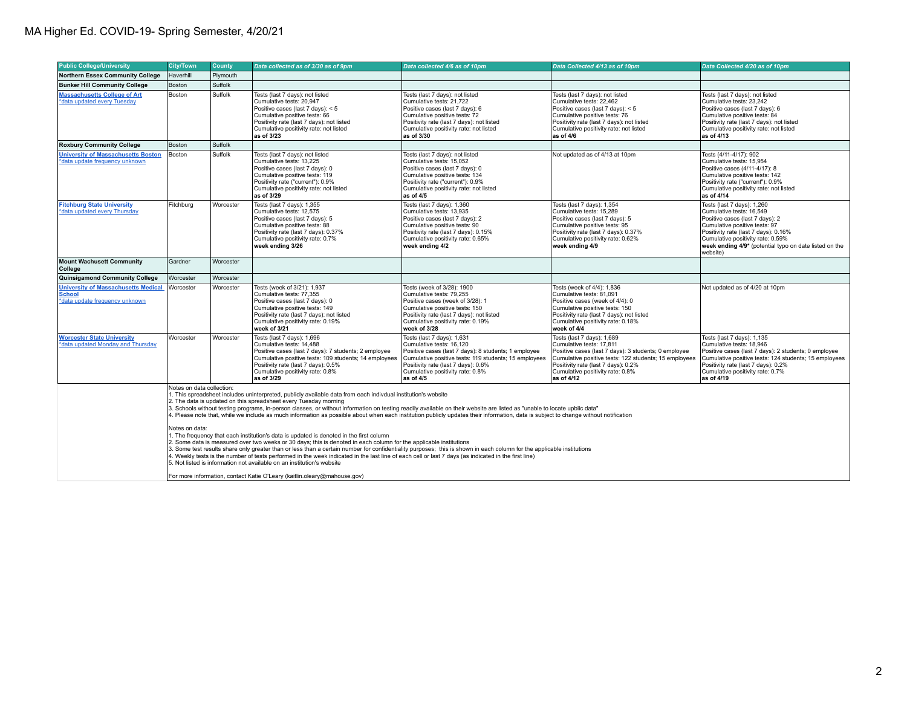# MA Higher Ed. COVID-19- Spring Semester, 4/20/21

| Public College/University | City/Town | County | Data collected as of 3/30 as of 9pm | Data collected 4/6 as of 10pm | Data Collected 4/13 as of 10pm | Data Collected 4/20 as of 10pm |
|---|---|---|---|---|---|---|
| **Northern Essex Community College** | Haverhill | Plymouth | | | | |
| **Bunker Hill Community College** | Boston | Suffolk | | | | |
| **Massachusetts College of Art** *data updated every Tuesday | Boston | Suffolk | Tests (last 7 days): not listed<br>Cumulative tests: 20,947<br>Positive cases (last 7 days): < 5<br>Cumulative positive tests: 66<br>Positivity rate (last 7 days): not listed<br>Cumulative positivity rate: not listed<br>**as of 3/23** | Tests (last 7 days): not listed<br>Cumulative tests: 21,722<br>Positive cases (last 7 days): 6<br>Cumulative positive tests: 72<br>Positivity rate (last 7 days): not listed<br>Cumulative positivity rate: not listed<br>**as of 3/30** | Tests (last 7 days): not listed<br>Cumulative tests: 22,462<br>Positive cases (last 7 days): < 5<br>Cumulative positive tests: 76<br>Positivity rate (last 7 days): not listed<br>Cumulative positivity rate: not listed<br>**as of 4/6** | Tests (last 7 days): not listed<br>Cumulative tests: 23,242<br>Positive cases (last 7 days): 6<br>Cumulative positive tests: 84<br>Positivity rate (last 7 days): not listed<br>Cumulative positivity rate: not listed<br>**as of 4/13** |
| **Roxbury Community College** | Boston | Suffolk | | | | |
| **University of Massachusetts Boston** *data update frequency unknown | Boston | Suffolk | Tests (last 7 days): not listed<br>Cumulative tests: 13,225<br>Positive cases (last 7 days): 0<br>Cumulative positive tests: 119<br>Positivity rate ("current"): 0.9%<br>Cumulative positivity rate: not listed<br>**as of 3/29** | Tests (last 7 days): not listed<br>Cumulative tests: 15,052<br>Positive cases (last 7 days): 0<br>Cumulative positive tests: 134<br>Positivity rate ("current"): 0.9%<br>Cumulative positivity rate: not listed<br>**as of 4/5** | Not updated as of 4/13 at 10pm | Tests (4/11-4/17): 902<br>Cumulative tests: 15,954<br>Positive cases (4/11-4/17): 8<br>Cumulative positive tests: 142<br>Positivity rate ("current"): 0.9%<br>Cumulative positivity rate: not listed<br>**as of 4/14** |
| **Fitchburg State University** *data updated every Thursday | Fitchburg | Worcester | Tests (last 7 days): 1,355<br>Cumulative tests: 12,575<br>Positive cases (last 7 days): 5<br>Cumulative positive tests: 88<br>Positivity rate (last 7 days): 0.37%<br>Cumulative positivity rate: 0.7%<br>**week ending 3/26** | Tests (last 7 days): 1,360<br>Cumulative tests: 13,935<br>Positive cases (last 7 days): 2<br>Cumulative positive tests: 90<br>Positivity rate (last 7 days): 0.15%<br>Cumulative positivity rate: 0.65%<br>**week ending 4/2** | Tests (last 7 days): 1,354<br>Cumulative tests: 15,289<br>Positive cases (last 7 days): 5<br>Cumulative positive tests: 95<br>Positivity rate (last 7 days): 0.37%<br>Cumulative positivity rate: 0.62%<br>**week ending 4/9** | Tests (last 7 days): 1,260<br>Cumulative tests: 16,549<br>Positive cases (last 7 days): 2<br>Cumulative positive tests: 97<br>Positivity rate (last 7 days): 0.16%<br>Cumulative positivity rate: 0.59%<br>**week ending 4/9*** (potential typo on date listed on the website) |
| **Mount Wachusett Community College** | Gardner | Worcester | | | | |
| **Quinsigamond Community College** | Worcester | Worcester | | | | |
| **University of Massachusetts Medical School** *data update frequency unknown | Worcester | Worcester | Tests (week of 3/21): 1,937<br>Cumulative tests: 77,355<br>Positive cases (last 7 days): 0<br>Cumulative positive tests: 149<br>Positivity rate (last 7 days): not listed<br>Cumulative positivity rate: 0.19%<br>**week of 3/21** | Tests (week of 3/28): 1900<br>Cumulative tests: 79,255<br>Positive cases (week of 3/28): 1<br>Cumulative positive tests: 150<br>Positivity rate (last 7 days): not listed<br>Cumulative positivity rate: 0.19%<br>**week of 3/28** | Tests (week of 4/4): 1,836<br>Cumulative tests: 81,091<br>Positive cases (week of 4/4): 0<br>Cumulative positive tests: 150<br>Positivity rate (last 7 days): not listed<br>Cumulative positivity rate: 0.18%<br>**week of 4/4** | Not updated as of 4/20 at 10pm |
| **Worcester State University** *data updated Monday and Thursday | Worcester | Worcester | Tests (last 7 days): 1,696<br>Cumulative tests: 14,488<br>Positive cases (last 7 days): 7 students; 2 employee<br>Cumulative positive tests: 109 students; 14 employees<br>Positivity rate (last 7 days): 0.5%<br>Cumulative positivity rate: 0.8%<br>**as of 3/29** | Tests (last 7 days): 1,631<br>Cumulative tests: 16,120<br>Positive cases (last 7 days): 8 students; 1 employee<br>Cumulative positive tests: 119 students; 15 employees<br>Positivity rate (last 7 days): 0.6%<br>Cumulative positivity rate: 0.8%<br>**as of 4/5** | Tests (last 7 days): 1,689<br>Cumulative tests: 17,811<br>Positive cases (last 7 days): 3 students; 0 employee<br>Cumulative positive tests: 122 students; 15 employees<br>Positivity rate (last 7 days): 0.2%<br>Cumulative positivity rate: 0.8%<br>**as of 4/12** | Tests (last 7 days): 1,135<br>Cumulative tests: 18,946<br>Positive cases (last 7 days): 2 students; 0 employee<br>Cumulative positive tests: 124 students; 15 employees<br>Positivity rate (last 7 days): 0.2%<br>Cumulative positivity rate: 0.7%<br>**as of 4/19** |

Notes on data collection:
1. This spreadsheet includes uninterpreted, publicly available data from each indivdual institution's website
2. The data is updated on this spreadsheet every Tuesday morning
3. Schools without testing programs, in-person classes, or without information on testing readily available on their website are listed as "unable to locate upblic data"
4. Please note that, while we include as much information as possible about when each institution publicly updates their information, data is subject to change without notification

Notes on data:
1. The frequency that each institution's data is updated is denoted in the first column
2. Some data is measured over two weeks or 30 days; this is denoted in each column for the applicable institutions
3. Some test results share only greater than or less than a certain number for confidentiality purposes; this is shown in each column for the applicable institutions
4. Weekly tests is the number of tests performed in the week indicated in the last line of each cell or last 7 days (as indicated in the first line)
5. Not listed is information not available on an institution's website

For more information, contact Katie O'Leary (kaitlin.oleary@mahouse.gov)